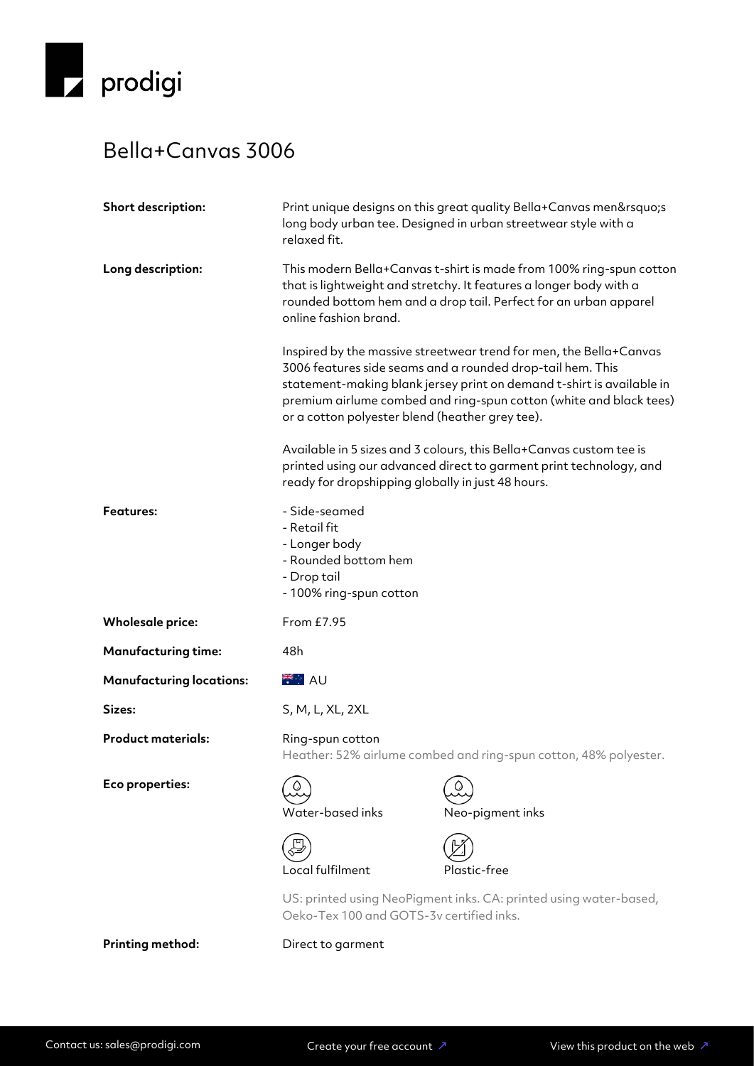prodigi

# Bella+Canvas 3006

| | |
|---|---|
| **Short description:** | Print unique designs on this great quality Bella+Canvas men&rsquo;s long body urban tee. Designed in urban streetwear style with a relaxed fit. |
| **Long description:** | This modern Bella+Canvas t-shirt is made from 100% ring-spun cotton that is lightweight and stretchy. It features a longer body with a rounded bottom hem and a drop tail. Perfect for an urban apparel online fashion brand.<br><br>Inspired by the massive streetwear trend for men, the Bella+Canvas 3006 features side seams and a rounded drop-tail hem. This statement-making blank jersey print on demand t-shirt is available in premium airlume combed and ring-spun cotton (white and black tees) or a cotton polyester blend (heather grey tee).<br><br>Available in 5 sizes and 3 colours, this Bella+Canvas custom tee is printed using our advanced direct to garment print technology, and ready for dropshipping globally in just 48 hours. |
| **Features:** | - Side-seamed<br>- Retail fit<br>- Longer body<br>- Rounded bottom hem<br>- Drop tail<br>- 100% ring-spun cotton |
| **Wholesale price:** | From £7.95 |
| **Manufacturing time:** | 48h |
| **Manufacturing locations:** | AU |
| **Sizes:** | S, M, L, XL, 2XL |
| **Product materials:** | Ring-spun cotton<br>Heather: 52% airlume combed and ring-spun cotton, 48% polyester. |
| **Eco properties:** | Water-based inks<br>Neo-pigment inks<br>Local fulfilment<br>Plastic-free<br><br>US: printed using NeoPigment inks. CA: printed using water-based, Oeko-Tex 100 and GOTS-3v certified inks. |
| **Printing method:** | Direct to garment |

Contact us: sales@prodigi.com Create your free account ↗ View this product on the web ↗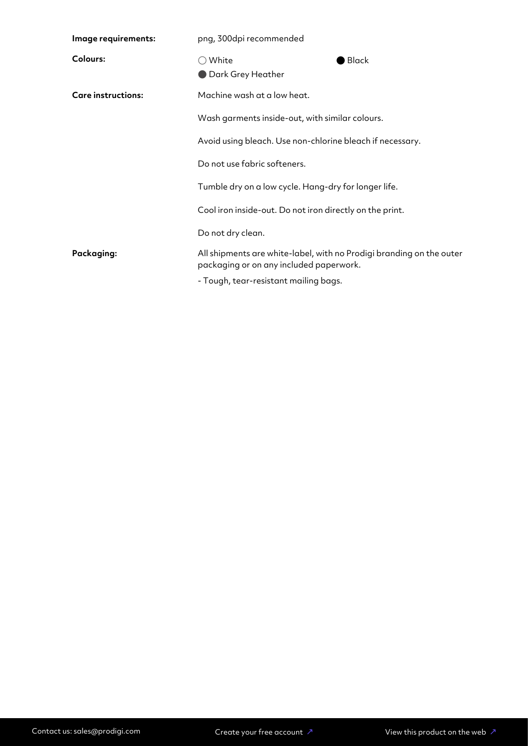**Image requirements:** png, 300dpi recommended

**Colours:** ○ White ● Black ● Dark Grey Heather

**Care instructions:**

Machine wash at a low heat.

Wash garments inside-out, with similar colours.

Avoid using bleach. Use non-chlorine bleach if necessary.

Do not use fabric softeners.

Tumble dry on a low cycle. Hang-dry for longer life.

Cool iron inside-out. Do not iron directly on the print.

Do not dry clean.

**Packaging:**

All shipments are white-label, with no Prodigi branding on the outer packaging or on any included paperwork.

- Tough, tear-resistant mailing bags.

Contact us: sales@prodigi.com

Create your free account ↗

View this product on the web ↗